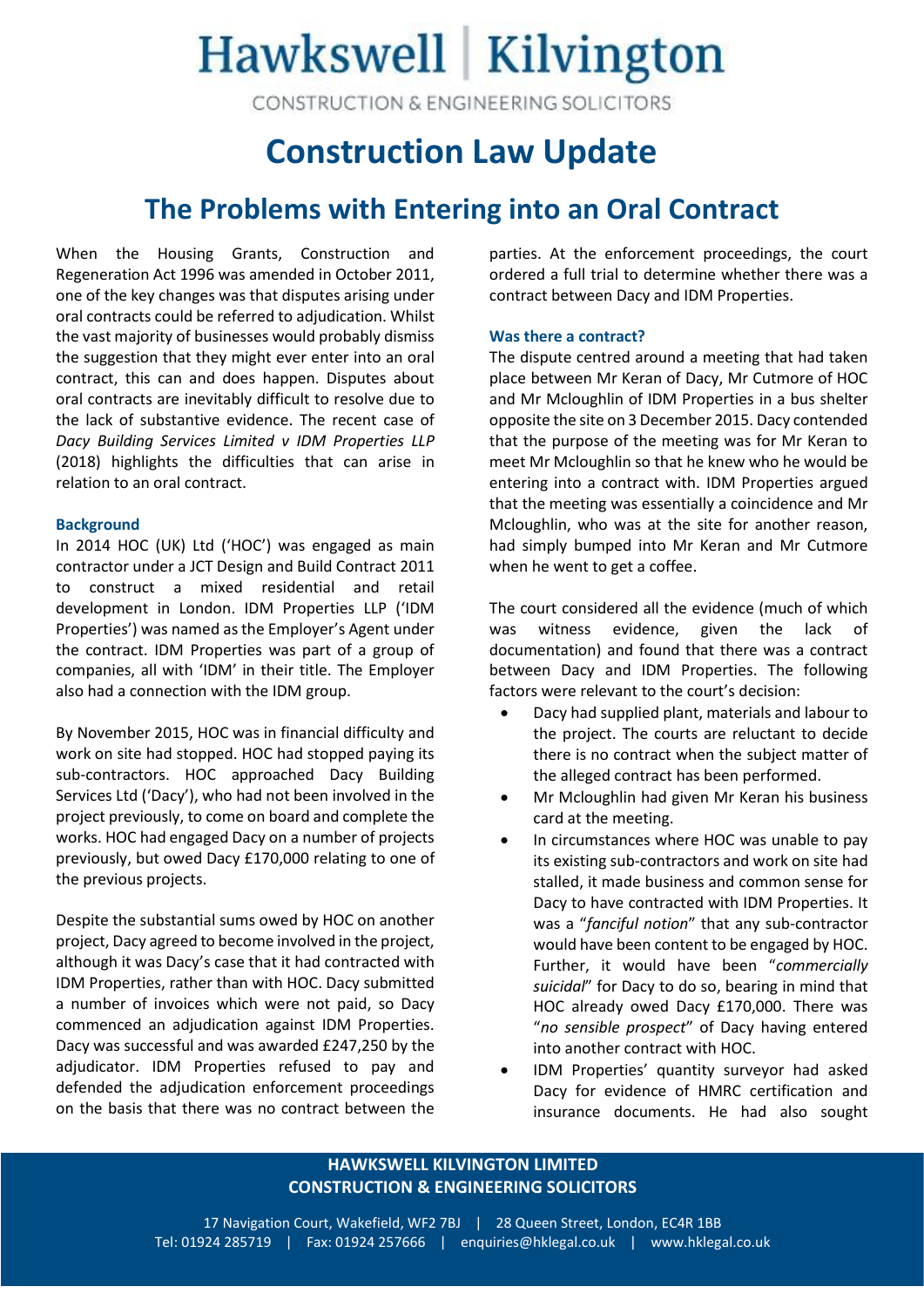# Hawkswell | Kilvington

CONSTRUCTION & ENGINEERING SOLICITORS

# Construction Law Update

## The Problems with Entering into an Oral Contract

When the Housing Grants, Construction and Regeneration Act 1996 was amended in October 2011, one of the key changes was that disputes arising under oral contracts could be referred to adjudication. Whilst the vast majority of businesses would probably dismiss the suggestion that they might ever enter into an oral contract, this can and does happen. Disputes about oral contracts are inevitably difficult to resolve due to the lack of substantive evidence. The recent case of *Dacy Building Services Limited v IDM Properties LLP* (2018) highlights the difficulties that can arise in relation to an oral contract.

### Background

In 2014 HOC (UK) Ltd ('HOC') was engaged as main contractor under a JCT Design and Build Contract 2011 to construct a mixed residential and retail development in London. IDM Properties LLP ('IDM Properties') was named as the Employer's Agent under the contract. IDM Properties was part of a group of companies, all with 'IDM' in their title. The Employer also had a connection with the IDM group.

By November 2015, HOC was in financial difficulty and work on site had stopped. HOC had stopped paying its sub-contractors. HOC approached Dacy Building Services Ltd ('Dacy'), who had not been involved in the project previously, to come on board and complete the works. HOC had engaged Dacy on a number of projects previously, but owed Dacy £170,000 relating to one of the previous projects.

Despite the substantial sums owed by HOC on another project, Dacy agreed to become involved in the project, although it was Dacy's case that it had contracted with IDM Properties, rather than with HOC. Dacy submitted a number of invoices which were not paid, so Dacy commenced an adjudication against IDM Properties. Dacy was successful and was awarded £247,250 by the adjudicator. IDM Properties refused to pay and defended the adjudication enforcement proceedings on the basis that there was no contract between the parties. At the enforcement proceedings, the court ordered a full trial to determine whether there was a contract between Dacy and IDM Properties.

### Was there a contract?

The dispute centred around a meeting that had taken place between Mr Keran of Dacy, Mr Cutmore of HOC and Mr Mcloughlin of IDM Properties in a bus shelter opposite the site on 3 December 2015. Dacy contended that the purpose of the meeting was for Mr Keran to meet Mr Mcloughlin so that he knew who he would be entering into a contract with. IDM Properties argued that the meeting was essentially a coincidence and Mr Mcloughlin, who was at the site for another reason, had simply bumped into Mr Keran and Mr Cutmore when he went to get a coffee.

The court considered all the evidence (much of which was witness evidence, given the lack of documentation) and found that there was a contract between Dacy and IDM Properties. The following factors were relevant to the court's decision:

- Dacy had supplied plant, materials and labour to the project. The courts are reluctant to decide there is no contract when the subject matter of the alleged contract has been performed.
- Mr Mcloughlin had given Mr Keran his business card at the meeting.
- In circumstances where HOC was unable to pay its existing sub-contractors and work on site had stalled, it made business and common sense for Dacy to have contracted with IDM Properties. It was a "*fanciful notion*" that any sub-contractor would have been content to be engaged by HOC. Further, it would have been "*commercially suicidal*" for Dacy to do so, bearing in mind that HOC already owed Dacy £170,000. There was "*no sensible prospect*" of Dacy having entered into another contract with HOC.
- IDM Properties' quantity surveyor had asked Dacy for evidence of HMRC certification and insurance documents. He had also sought

**HAWKSWELL KILVINGTON LIMITED**
**CONSTRUCTION & ENGINEERING SOLICITORS**

17 Navigation Court, Wakefield, WF2 7BJ | 28 Queen Street, London, EC4R 1BB
Tel: 01924 285719 | Fax: 01924 257666 | enquiries@hklegal.co.uk | www.hklegal.co.uk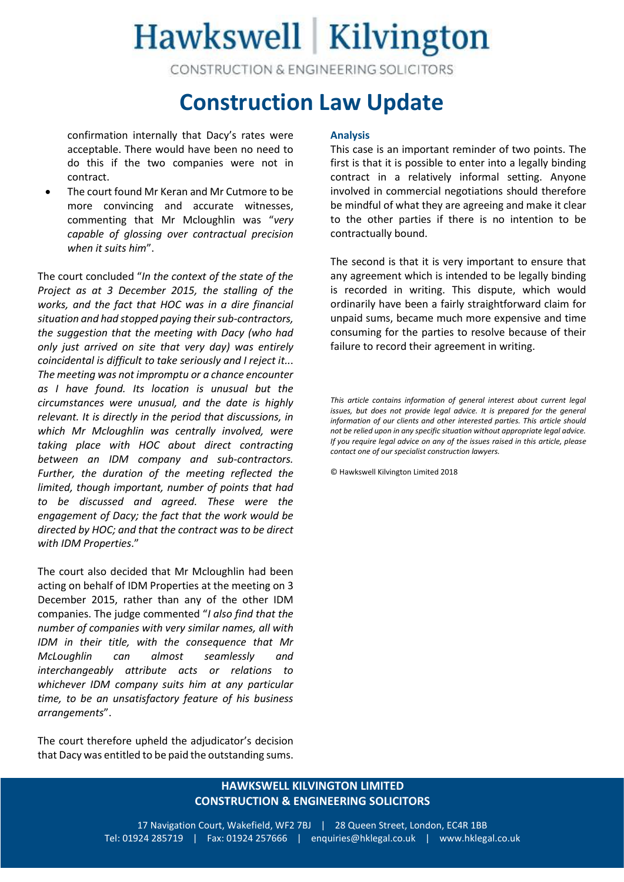confirmation internally that Dacy's rates were acceptable. There would have been no need to do this if the two companies were not in contract.

- The court found Mr Keran and Mr Cutmore to be more convincing and accurate witnesses, commenting that Mr Mcloughlin was "*very capable of glossing over contractual precision when it suits him*".

The court concluded "*In the context of the state of the Project as at 3 December 2015, the stalling of the works, and the fact that HOC was in a dire financial situation and had stopped paying their sub-contractors, the suggestion that the meeting with Dacy (who had only just arrived on site that very day) was entirely coincidental is difficult to take seriously and I reject it... The meeting was not impromptu or a chance encounter as I have found. Its location is unusual but the circumstances were unusual, and the date is highly relevant. It is directly in the period that discussions, in which Mr Mcloughlin was centrally involved, were taking place with HOC about direct contracting between an IDM company and sub-contractors. Further, the duration of the meeting reflected the limited, though important, number of points that had to be discussed and agreed. These were the engagement of Dacy; the fact that the work would be directed by HOC; and that the contract was to be direct with IDM Properties*."

The court also decided that Mr Mcloughlin had been acting on behalf of IDM Properties at the meeting on 3 December 2015, rather than any of the other IDM companies. The judge commented "*I also find that the number of companies with very similar names, all with IDM in their title, with the consequence that Mr McLoughlin can almost seamlessly and interchangeably attribute acts or relations to whichever IDM company suits him at any particular time, to be an unsatisfactory feature of his business arrangements*".

The court therefore upheld the adjudicator's decision that Dacy was entitled to be paid the outstanding sums.

### Analysis

This case is an important reminder of two points. The first is that it is possible to enter into a legally binding contract in a relatively informal setting. Anyone involved in commercial negotiations should therefore be mindful of what they are agreeing and make it clear to the other parties if there is no intention to be contractually bound.

The second is that it is very important to ensure that any agreement which is intended to be legally binding is recorded in writing. This dispute, which would ordinarily have been a fairly straightforward claim for unpaid sums, became much more expensive and time consuming for the parties to resolve because of their failure to record their agreement in writing.

*This article contains information of general interest about current legal issues, but does not provide legal advice. It is prepared for the general information of our clients and other interested parties. This article should not be relied upon in any specific situation without appropriate legal advice. If you require legal advice on any of the issues raised in this article, please contact one of our specialist construction lawyers.*

© Hawkswell Kilvington Limited 2018